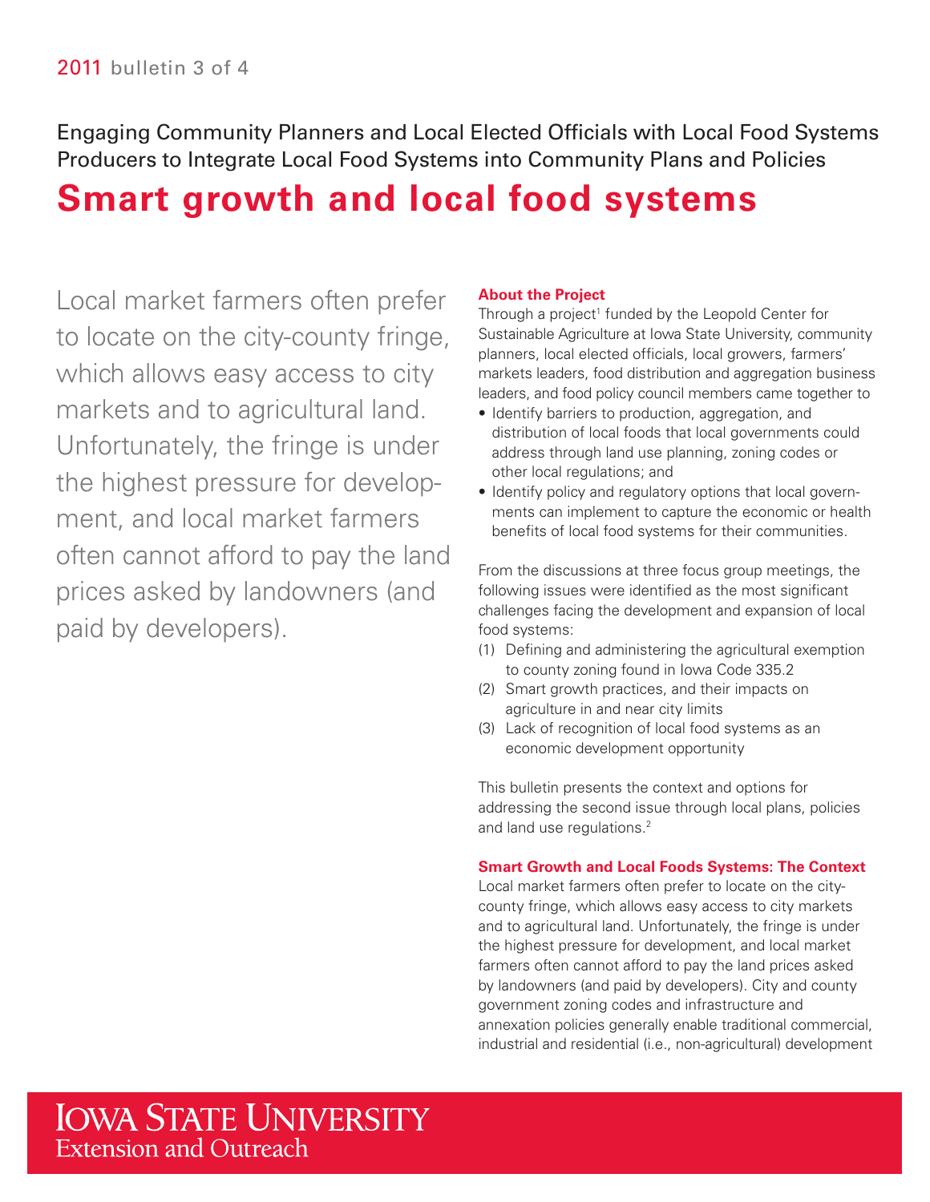2011 bulletin 3 of 4

Engaging Community Planners and Local Elected Officials with Local Food Systems Producers to Integrate Local Food Systems into Community Plans and Policies

# Smart growth and local food systems

Local market farmers often prefer to locate on the city-county fringe, which allows easy access to city markets and to agricultural land. Unfortunately, the fringe is under the highest pressure for development, and local market farmers often cannot afford to pay the land prices asked by landowners (and paid by developers).

### About the Project

Through a project[1] funded by the Leopold Center for Sustainable Agriculture at Iowa State University, community planners, local elected officials, local growers, farmers' markets leaders, food distribution and aggregation business leaders, and food policy council members came together to

- Identify barriers to production, aggregation, and distribution of local foods that local governments could address through land use planning, zoning codes or other local regulations; and
- Identify policy and regulatory options that local governments can implement to capture the economic or health benefits of local food systems for their communities.

From the discussions at three focus group meetings, the following issues were identified as the most significant challenges facing the development and expansion of local food systems:

(1) Defining and administering the agricultural exemption to county zoning found in Iowa Code 335.2
(2) Smart growth practices, and their impacts on agriculture in and near city limits
(3) Lack of recognition of local food systems as an economic development opportunity

This bulletin presents the context and options for addressing the second issue through local plans, policies and land use regulations.[2]

### Smart Growth and Local Foods Systems: The Context

Local market farmers often prefer to locate on the city-county fringe, which allows easy access to city markets and to agricultural land. Unfortunately, the fringe is under the highest pressure for development, and local market farmers often cannot afford to pay the land prices asked by landowners (and paid by developers). City and county government zoning codes and infrastructure and annexation policies generally enable traditional commercial, industrial and residential (i.e., non-agricultural) development

Iowa State University Extension and Outreach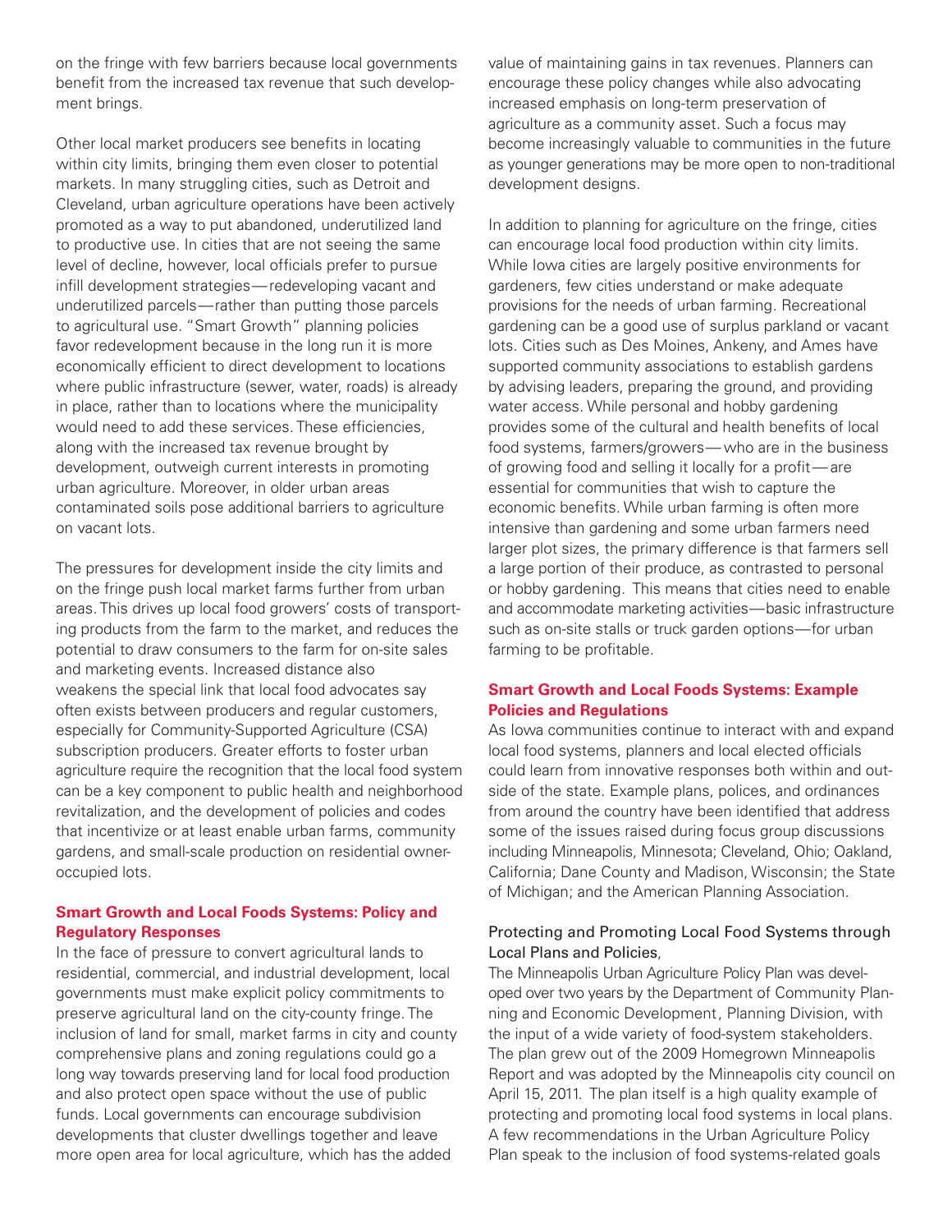on the fringe with few barriers because local governments benefit from the increased tax revenue that such development brings.

Other local market producers see benefits in locating within city limits, bringing them even closer to potential markets. In many struggling cities, such as Detroit and Cleveland, urban agriculture operations have been actively promoted as a way to put abandoned, underutilized land to productive use. In cities that are not seeing the same level of decline, however, local officials prefer to pursue infill development strategies—redeveloping vacant and underutilized parcels—rather than putting those parcels to agricultural use. "Smart Growth" planning policies favor redevelopment because in the long run it is more economically efficient to direct development to locations where public infrastructure (sewer, water, roads) is already in place, rather than to locations where the municipality would need to add these services. These efficiencies, along with the increased tax revenue brought by development, outweigh current interests in promoting urban agriculture. Moreover, in older urban areas contaminated soils pose additional barriers to agriculture on vacant lots.

The pressures for development inside the city limits and on the fringe push local market farms further from urban areas. This drives up local food growers' costs of transporting products from the farm to the market, and reduces the potential to draw consumers to the farm for on-site sales and marketing events. Increased distance also weakens the special link that local food advocates say often exists between producers and regular customers, especially for Community-Supported Agriculture (CSA) subscription producers. Greater efforts to foster urban agriculture require the recognition that the local food system can be a key component to public health and neighborhood revitalization, and the development of policies and codes that incentivize or at least enable urban farms, community gardens, and small-scale production on residential owner-occupied lots.

### Smart Growth and Local Foods Systems: Policy and Regulatory Responses

In the face of pressure to convert agricultural lands to residential, commercial, and industrial development, local governments must make explicit policy commitments to preserve agricultural land on the city-county fringe. The inclusion of land for small, market farms in city and county comprehensive plans and zoning regulations could go a long way towards preserving land for local food production and also protect open space without the use of public funds. Local governments can encourage subdivision developments that cluster dwellings together and leave more open area for local agriculture, which has the added value of maintaining gains in tax revenues. Planners can encourage these policy changes while also advocating increased emphasis on long-term preservation of agriculture as a community asset. Such a focus may become increasingly valuable to communities in the future as younger generations may be more open to non-traditional development designs.

In addition to planning for agriculture on the fringe, cities can encourage local food production within city limits. While Iowa cities are largely positive environments for gardeners, few cities understand or make adequate provisions for the needs of urban farming. Recreational gardening can be a good use of surplus parkland or vacant lots. Cities such as Des Moines, Ankeny, and Ames have supported community associations to establish gardens by advising leaders, preparing the ground, and providing water access. While personal and hobby gardening provides some of the cultural and health benefits of local food systems, farmers/growers—who are in the business of growing food and selling it locally for a profit—are essential for communities that wish to capture the economic benefits. While urban farming is often more intensive than gardening and some urban farmers need larger plot sizes, the primary difference is that farmers sell a large portion of their produce, as contrasted to personal or hobby gardening. This means that cities need to enable and accommodate marketing activities—basic infrastructure such as on-site stalls or truck garden options—for urban farming to be profitable.

### Smart Growth and Local Foods Systems: Example Policies and Regulations

As Iowa communities continue to interact with and expand local food systems, planners and local elected officials could learn from innovative responses both within and outside of the state. Example plans, polices, and ordinances from around the country have been identified that address some of the issues raised during focus group discussions including Minneapolis, Minnesota; Cleveland, Ohio; Oakland, California; Dane County and Madison, Wisconsin; the State of Michigan; and the American Planning Association.

#### Protecting and Promoting Local Food Systems through Local Plans and Policies,

The Minneapolis Urban Agriculture Policy Plan was developed over two years by the Department of Community Planning and Economic Development, Planning Division, with the input of a wide variety of food-system stakeholders. The plan grew out of the 2009 Homegrown Minneapolis Report and was adopted by the Minneapolis city council on April 15, 2011. The plan itself is a high quality example of protecting and promoting local food systems in local plans. A few recommendations in the Urban Agriculture Policy Plan speak to the inclusion of food systems-related goals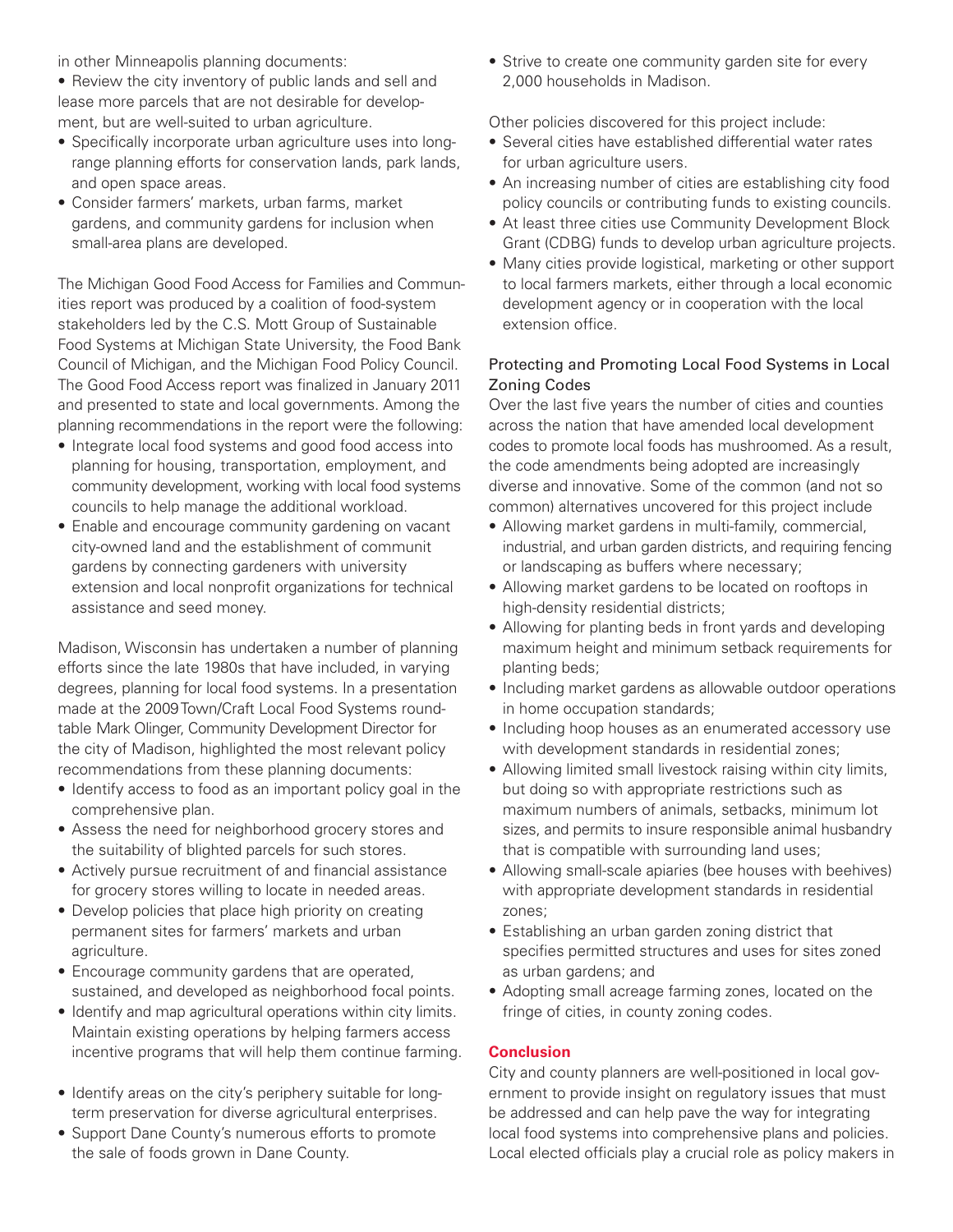in other Minneapolis planning documents:

- Review the city inventory of public lands and sell and lease more parcels that are not desirable for development, but are well-suited to urban agriculture.
- Specifically incorporate urban agriculture uses into long-range planning efforts for conservation lands, park lands, and open space areas.
- Consider farmers' markets, urban farms, market gardens, and community gardens for inclusion when small-area plans are developed.

The Michigan Good Food Access for Families and Communities report was produced by a coalition of food-system stakeholders led by the C.S. Mott Group of Sustainable Food Systems at Michigan State University, the Food Bank Council of Michigan, and the Michigan Food Policy Council. The Good Food Access report was finalized in January 2011 and presented to state and local governments. Among the planning recommendations in the report were the following:

- Integrate local food systems and good food access into planning for housing, transportation, employment, and community development, working with local food systems councils to help manage the additional workload.
- Enable and encourage community gardening on vacant city-owned land and the establishment of communit gardens by connecting gardeners with university extension and local nonprofit organizations for technical assistance and seed money.

Madison, Wisconsin has undertaken a number of planning efforts since the late 1980s that have included, in varying degrees, planning for local food systems. In a presentation made at the 2009 Town/Craft Local Food Systems roundtable Mark Olinger, Community Development Director for the city of Madison, highlighted the most relevant policy recommendations from these planning documents:

- Identify access to food as an important policy goal in the comprehensive plan.
- Assess the need for neighborhood grocery stores and the suitability of blighted parcels for such stores.
- Actively pursue recruitment of and financial assistance for grocery stores willing to locate in needed areas.
- Develop policies that place high priority on creating permanent sites for farmers' markets and urban agriculture.
- Encourage community gardens that are operated, sustained, and developed as neighborhood focal points.
- Identify and map agricultural operations within city limits. Maintain existing operations by helping farmers access incentive programs that will help them continue farming.
- Identify areas on the city's periphery suitable for long-term preservation for diverse agricultural enterprises.
- Support Dane County's numerous efforts to promote the sale of foods grown in Dane County.
- Strive to create one community garden site for every 2,000 households in Madison.

Other policies discovered for this project include:

- Several cities have established differential water rates for urban agriculture users.
- An increasing number of cities are establishing city food policy councils or contributing funds to existing councils.
- At least three cities use Community Development Block Grant (CDBG) funds to develop urban agriculture projects.
- Many cities provide logistical, marketing or other support to local farmers markets, either through a local economic development agency or in cooperation with the local extension office.

### Protecting and Promoting Local Food Systems in Local Zoning Codes

Over the last five years the number of cities and counties across the nation that have amended local development codes to promote local foods has mushroomed. As a result, the code amendments being adopted are increasingly diverse and innovative. Some of the common (and not so common) alternatives uncovered for this project include

- Allowing market gardens in multi-family, commercial, industrial, and urban garden districts, and requiring fencing or landscaping as buffers where necessary;
- Allowing market gardens to be located on rooftops in high-density residential districts;
- Allowing for planting beds in front yards and developing maximum height and minimum setback requirements for planting beds;
- Including market gardens as allowable outdoor operations in home occupation standards;
- Including hoop houses as an enumerated accessory use with development standards in residential zones;
- Allowing limited small livestock raising within city limits, but doing so with appropriate restrictions such as maximum numbers of animals, setbacks, minimum lot sizes, and permits to insure responsible animal husbandry that is compatible with surrounding land uses;
- Allowing small-scale apiaries (bee houses with beehives) with appropriate development standards in residential zones;
- Establishing an urban garden zoning district that specifies permitted structures and uses for sites zoned as urban gardens; and
- Adopting small acreage farming zones, located on the fringe of cities, in county zoning codes.

## Conclusion

City and county planners are well-positioned in local government to provide insight on regulatory issues that must be addressed and can help pave the way for integrating local food systems into comprehensive plans and policies. Local elected officials play a crucial role as policy makers in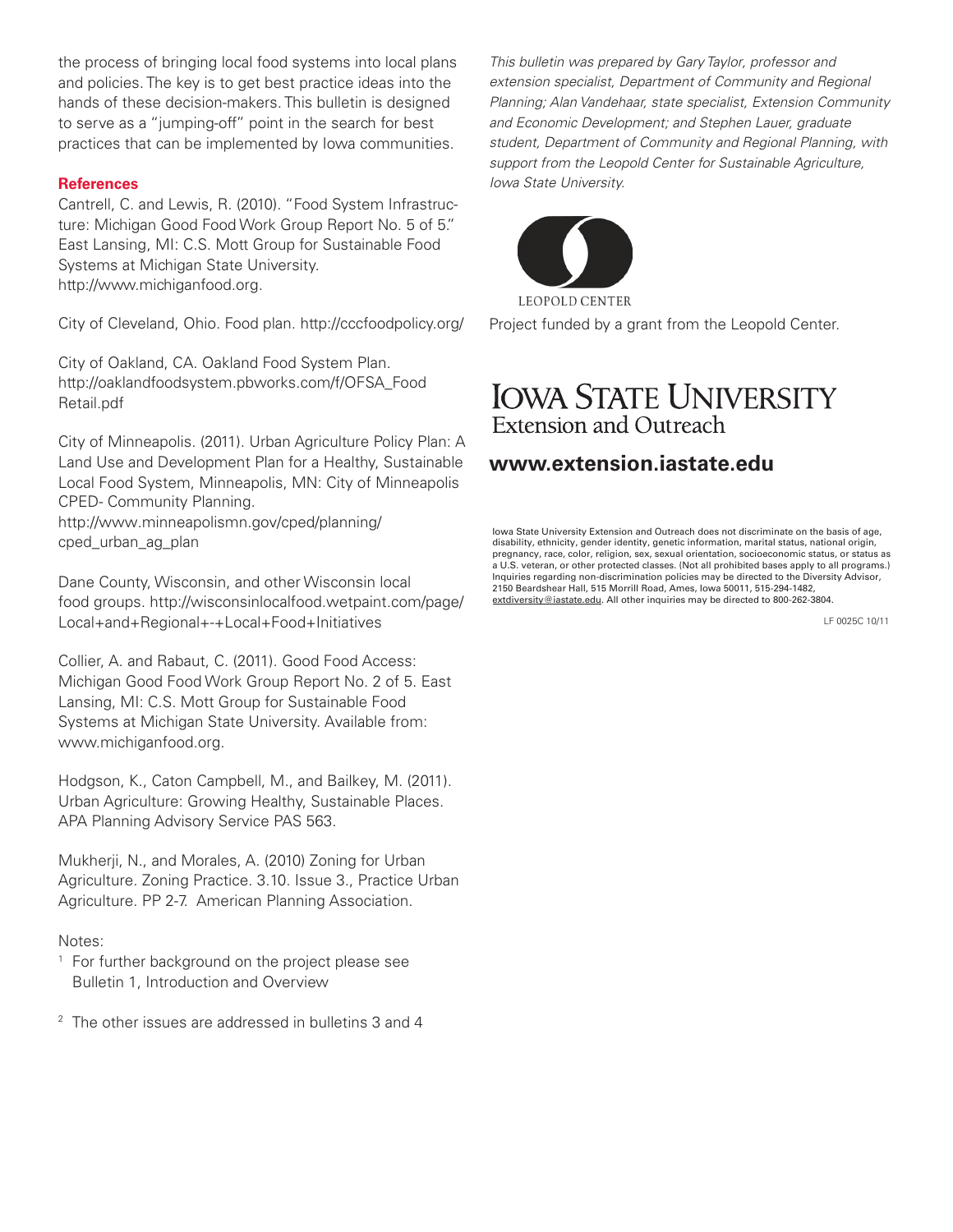the process of bringing local food systems into local plans and policies. The key is to get best practice ideas into the hands of these decision-makers. This bulletin is designed to serve as a "jumping-off" point in the search for best practices that can be implemented by Iowa communities.

## References

Cantrell, C. and Lewis, R. (2010). "Food System Infrastructure: Michigan Good Food Work Group Report No. 5 of 5." East Lansing, MI: C.S. Mott Group for Sustainable Food Systems at Michigan State University. http://www.michiganfood.org.

City of Cleveland, Ohio. Food plan. http://cccfoodpolicy.org/

City of Oakland, CA. Oakland Food System Plan. http://oaklandfoodsystem.pbworks.com/f/OFSA_Food Retail.pdf

City of Minneapolis. (2011). Urban Agriculture Policy Plan: A Land Use and Development Plan for a Healthy, Sustainable Local Food System, Minneapolis, MN: City of Minneapolis CPED- Community Planning. http://www.minneapolismn.gov/cped/planning/cped_urban_ag_plan

Dane County, Wisconsin, and other Wisconsin local food groups. http://wisconsinlocalfood.wetpaint.com/page/Local+and+Regional+-+Local+Food+Initiatives

Collier, A. and Rabaut, C. (2011). Good Food Access: Michigan Good Food Work Group Report No. 2 of 5. East Lansing, MI: C.S. Mott Group for Sustainable Food Systems at Michigan State University. Available from: www.michiganfood.org.

Hodgson, K., Caton Campbell, M., and Bailkey, M. (2011). Urban Agriculture: Growing Healthy, Sustainable Places. APA Planning Advisory Service PAS 563.

Mukherji, N., and Morales, A. (2010) Zoning for Urban Agriculture. Zoning Practice. 3.10. Issue 3., Practice Urban Agriculture. PP 2-7. American Planning Association.

Notes:

[1] For further background on the project please see Bulletin 1, Introduction and Overview

[2] The other issues are addressed in bulletins 3 and 4

*This bulletin was prepared by Gary Taylor, professor and extension specialist, Department of Community and Regional Planning; Alan Vandehaar, state specialist, Extension Community and Economic Development; and Stephen Lauer, graduate student, Department of Community and Regional Planning, with support from the Leopold Center for Sustainable Agriculture, Iowa State University.*

LEOPOLD CENTER

Project funded by a grant from the Leopold Center.

IOWA STATE UNIVERSITY
Extension and Outreach

**www.extension.iastate.edu**

Iowa State University Extension and Outreach does not discriminate on the basis of age, disability, ethnicity, gender identity, genetic information, marital status, national origin, pregnancy, race, color, religion, sex, sexual orientation, socioeconomic status, or status as a U.S. veteran, or other protected classes. (Not all prohibited bases apply to all programs.) Inquiries regarding non-discrimination policies may be directed to the Diversity Advisor, 2150 Beardshear Hall, 515 Morrill Road, Ames, Iowa 50011, 515-294-1482, extdiversity@iastate.edu. All other inquiries may be directed to 800-262-3804.

LF 0025C 10/11